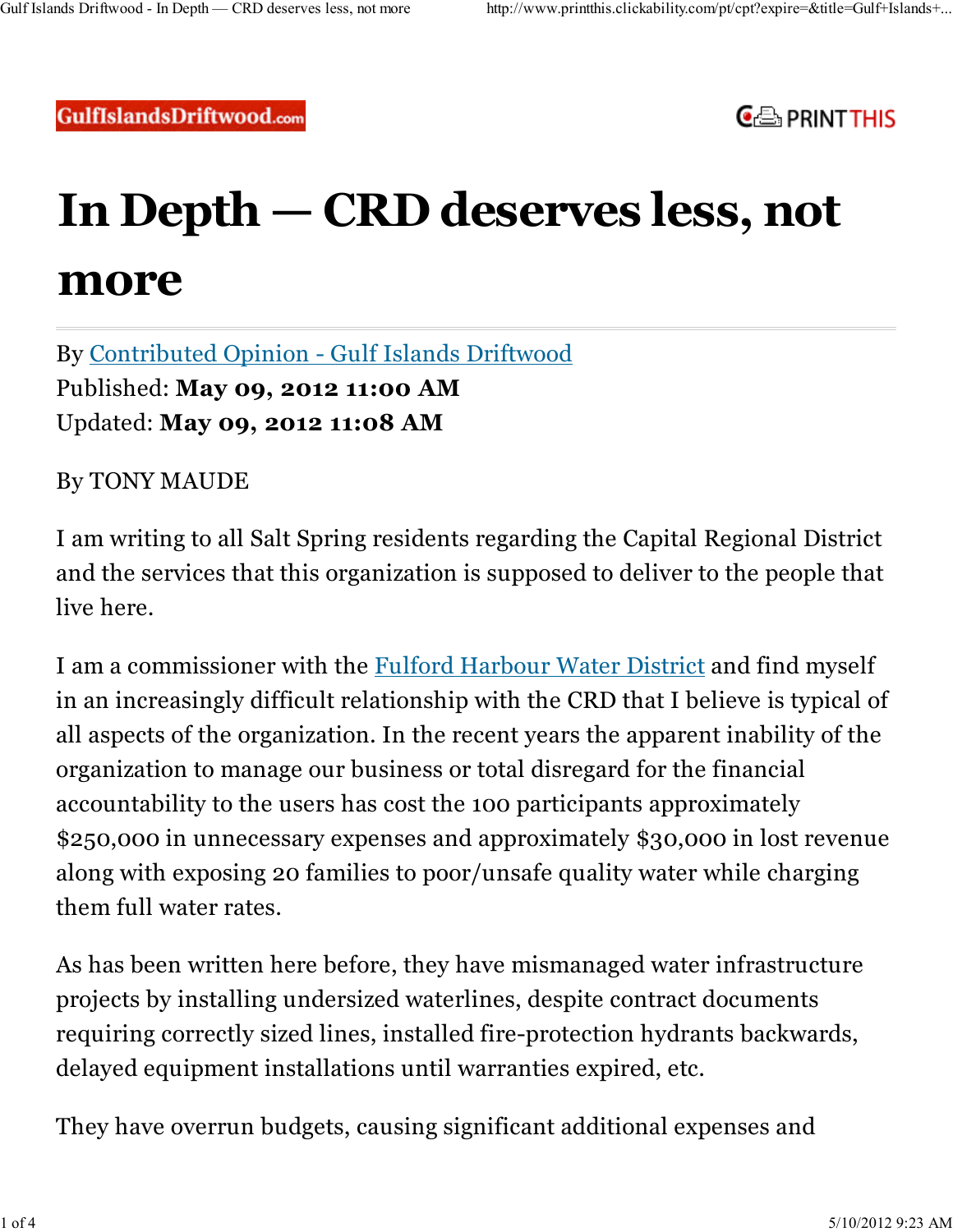GulfIslandsDriftwood.com

# In Depth — CRD deserves less, not more

By [Contributed Opinion - Gulf Islands Driftwood](#)
Published: **May 09, 2012 11:00 AM**
Updated: **May 09, 2012 11:08 AM**

By TONY MAUDE

I am writing to all Salt Spring residents regarding the Capital Regional District and the services that this organization is supposed to deliver to the people that live here.

I am a commissioner with the [Fulford Harbour Water District](#) and find myself in an increasingly difficult relationship with the CRD that I believe is typical of all aspects of the organization. In the recent years the apparent inability of the organization to manage our business or total disregard for the financial accountability to the users has cost the 100 participants approximately $250,000 in unnecessary expenses and approximately $30,000 in lost revenue along with exposing 20 families to poor/unsafe quality water while charging them full water rates.

As has been written here before, they have mismanaged water infrastructure projects by installing undersized waterlines, despite contract documents requiring correctly sized lines, installed fire-protection hydrants backwards, delayed equipment installations until warranties expired, etc.

They have overrun budgets, causing significant additional expenses and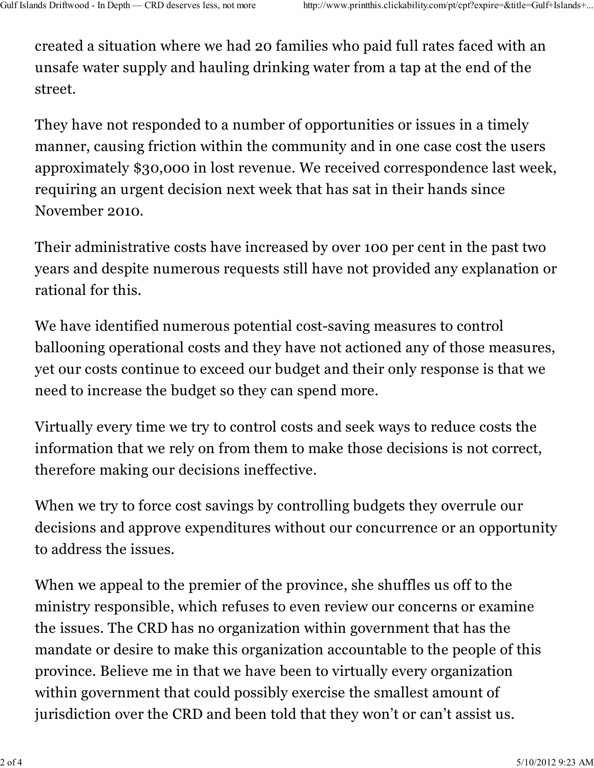created a situation where we had 20 families who paid full rates faced with an unsafe water supply and hauling drinking water from a tap at the end of the street.

They have not responded to a number of opportunities or issues in a timely manner, causing friction within the community and in one case cost the users approximately $30,000 in lost revenue. We received correspondence last week, requiring an urgent decision next week that has sat in their hands since November 2010.

Their administrative costs have increased by over 100 per cent in the past two years and despite numerous requests still have not provided any explanation or rational for this.

We have identified numerous potential cost-saving measures to control ballooning operational costs and they have not actioned any of those measures, yet our costs continue to exceed our budget and their only response is that we need to increase the budget so they can spend more.

Virtually every time we try to control costs and seek ways to reduce costs the information that we rely on from them to make those decisions is not correct, therefore making our decisions ineffective.

When we try to force cost savings by controlling budgets they overrule our decisions and approve expenditures without our concurrence or an opportunity to address the issues.

When we appeal to the premier of the province, she shuffles us off to the ministry responsible, which refuses to even review our concerns or examine the issues. The CRD has no organization within government that has the mandate or desire to make this organization accountable to the people of this province. Believe me in that we have been to virtually every organization within government that could possibly exercise the smallest amount of jurisdiction over the CRD and been told that they won't or can't assist us.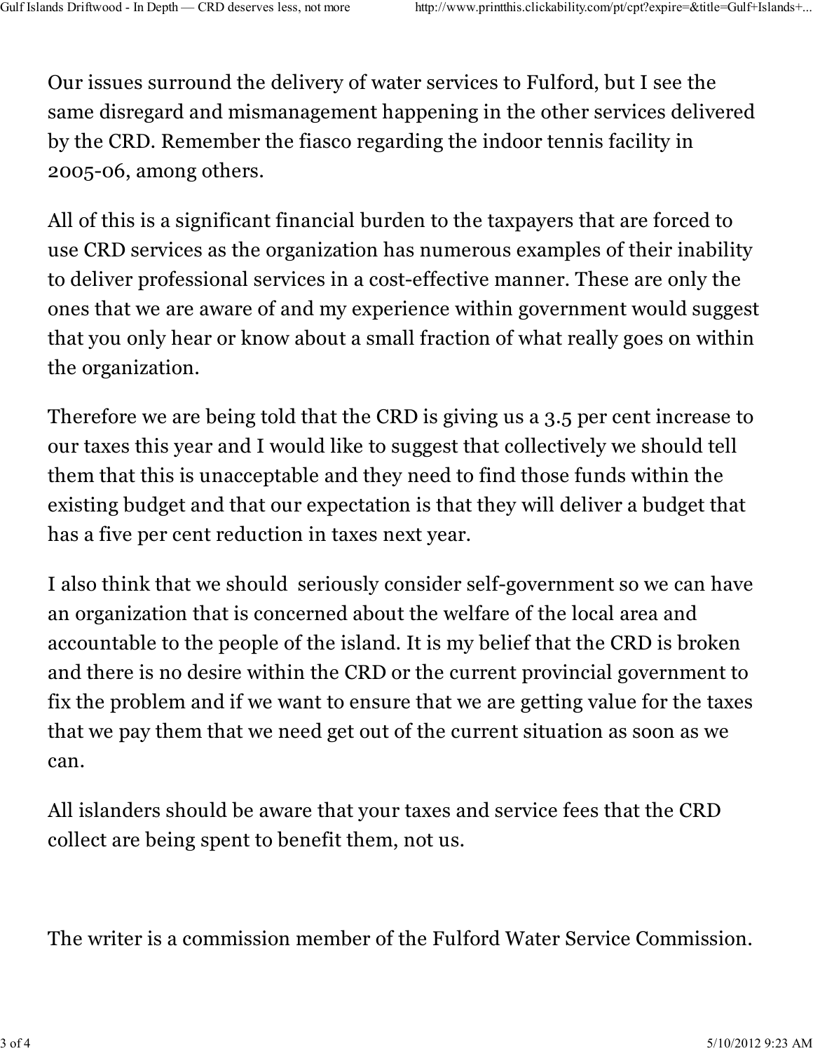Our issues surround the delivery of water services to Fulford, but I see the same disregard and mismanagement happening in the other services delivered by the CRD. Remember the fiasco regarding the indoor tennis facility in 2005-06, among others.

All of this is a significant financial burden to the taxpayers that are forced to use CRD services as the organization has numerous examples of their inability to deliver professional services in a cost-effective manner. These are only the ones that we are aware of and my experience within government would suggest that you only hear or know about a small fraction of what really goes on within the organization.

Therefore we are being told that the CRD is giving us a 3.5 per cent increase to our taxes this year and I would like to suggest that collectively we should tell them that this is unacceptable and they need to find those funds within the existing budget and that our expectation is that they will deliver a budget that has a five per cent reduction in taxes next year.

I also think that we should  seriously consider self-government so we can have an organization that is concerned about the welfare of the local area and accountable to the people of the island. It is my belief that the CRD is broken and there is no desire within the CRD or the current provincial government to fix the problem and if we want to ensure that we are getting value for the taxes that we pay them that we need get out of the current situation as soon as we can.

All islanders should be aware that your taxes and service fees that the CRD collect are being spent to benefit them, not us.

The writer is a commission member of the Fulford Water Service Commission.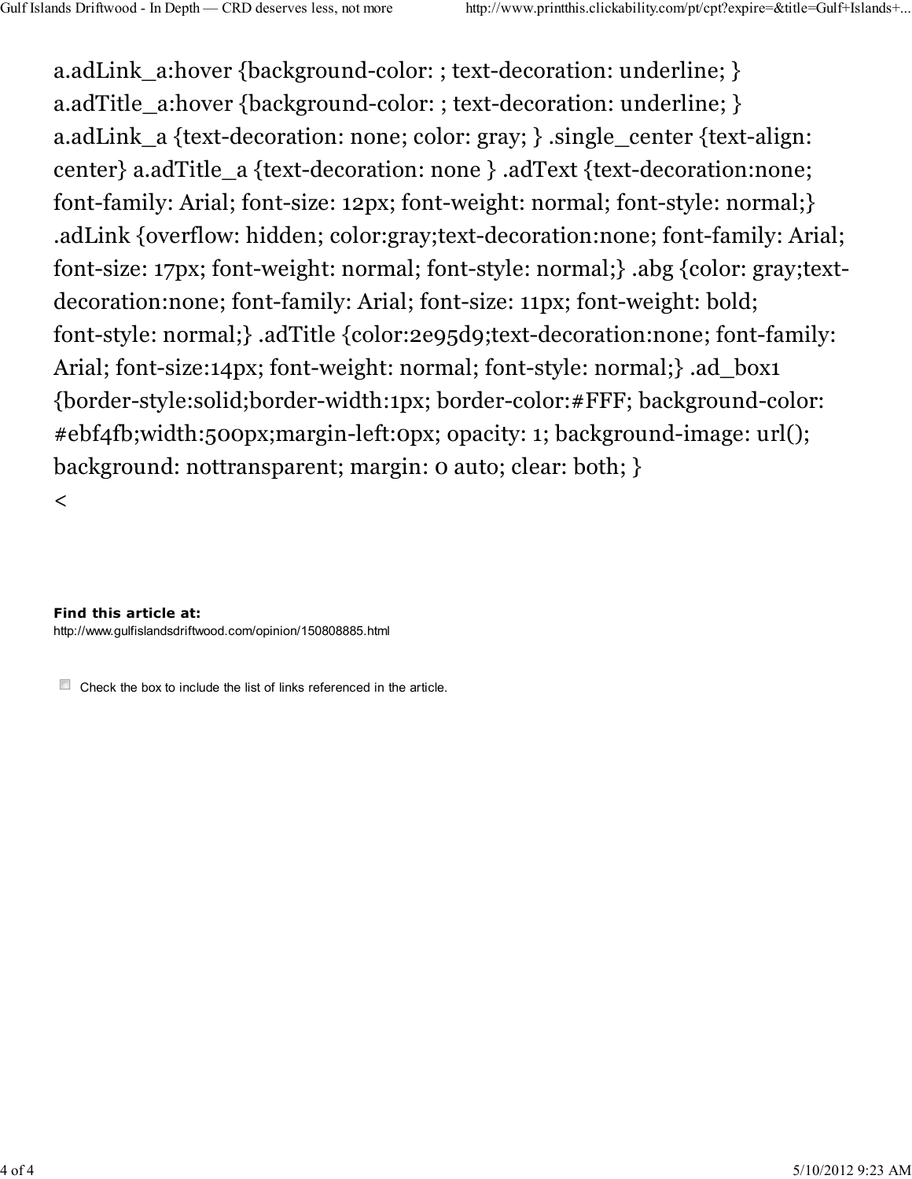a.adLink_a:hover {background-color: ; text-decoration: underline; } a.adTitle_a:hover {background-color: ; text-decoration: underline; } a.adLink_a {text-decoration: none; color: gray; } .single_center {text-align: center} a.adTitle_a {text-decoration: none } .adText {text-decoration:none; font-family: Arial; font-size: 12px; font-weight: normal; font-style: normal;} .adLink {overflow: hidden; color:gray;text-decoration:none; font-family: Arial; font-size: 17px; font-weight: normal; font-style: normal;} .abg {color: gray;text-decoration:none; font-family: Arial; font-size: 11px; font-weight: bold; font-style: normal;} .adTitle {color:2e95d9;text-decoration:none; font-family: Arial; font-size:14px; font-weight: normal; font-style: normal;} .ad_box1 {border-style:solid;border-width:1px; border-color:#FFF; background-color: #ebf4fb;width:500px;margin-left:0px; opacity: 1; background-image: url(); background: nottransparent; margin: 0 auto; clear: both; }
<

**Find this article at:**
http://www.gulfislandsdriftwood.com/opinion/150808885.html

☐ Check the box to include the list of links referenced in the article.